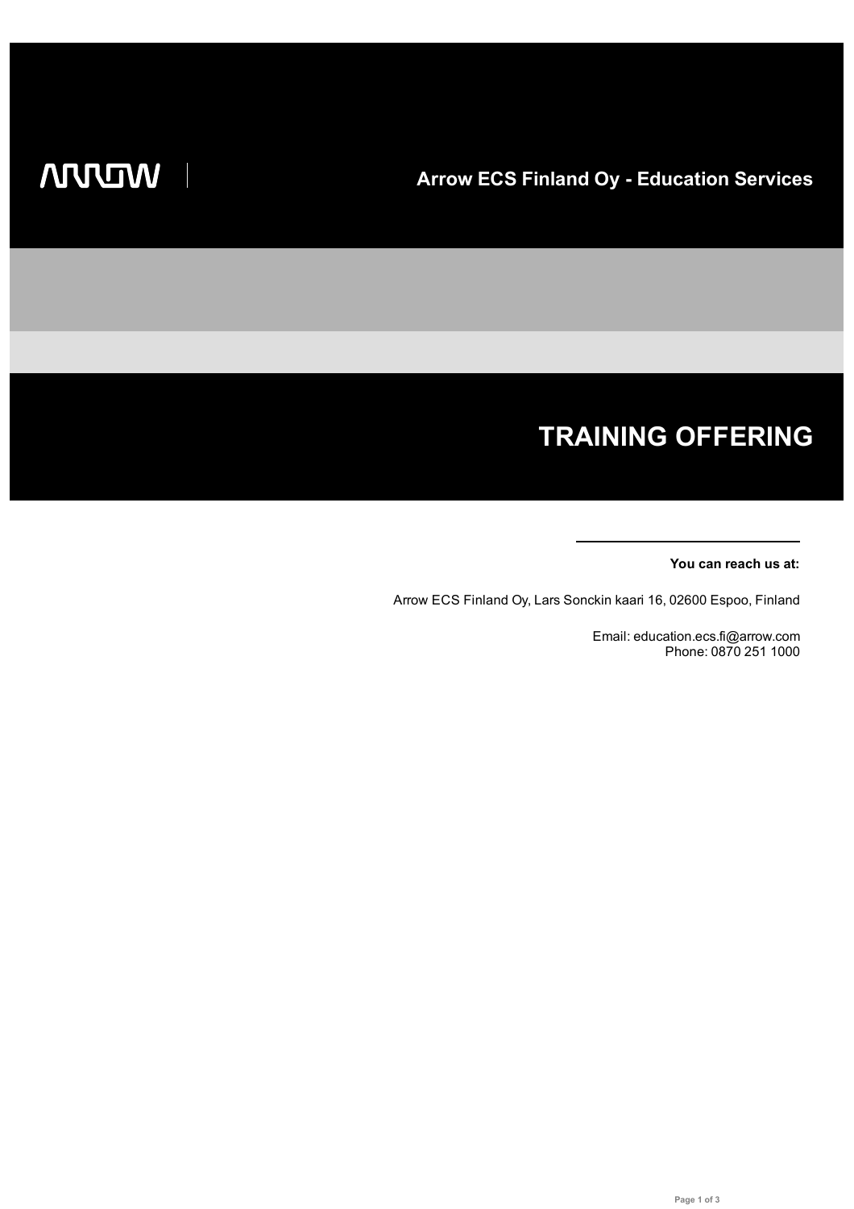ARROW

**Arrow ECS Finland Oy - Education Services**

# TRAINING OFFERING

**You can reach us at:**

Arrow ECS Finland Oy, Lars Sonckin kaari 16, 02600 Espoo, Finland

Email: education.ecs.fi@arrow.com
Phone: 0870 251 1000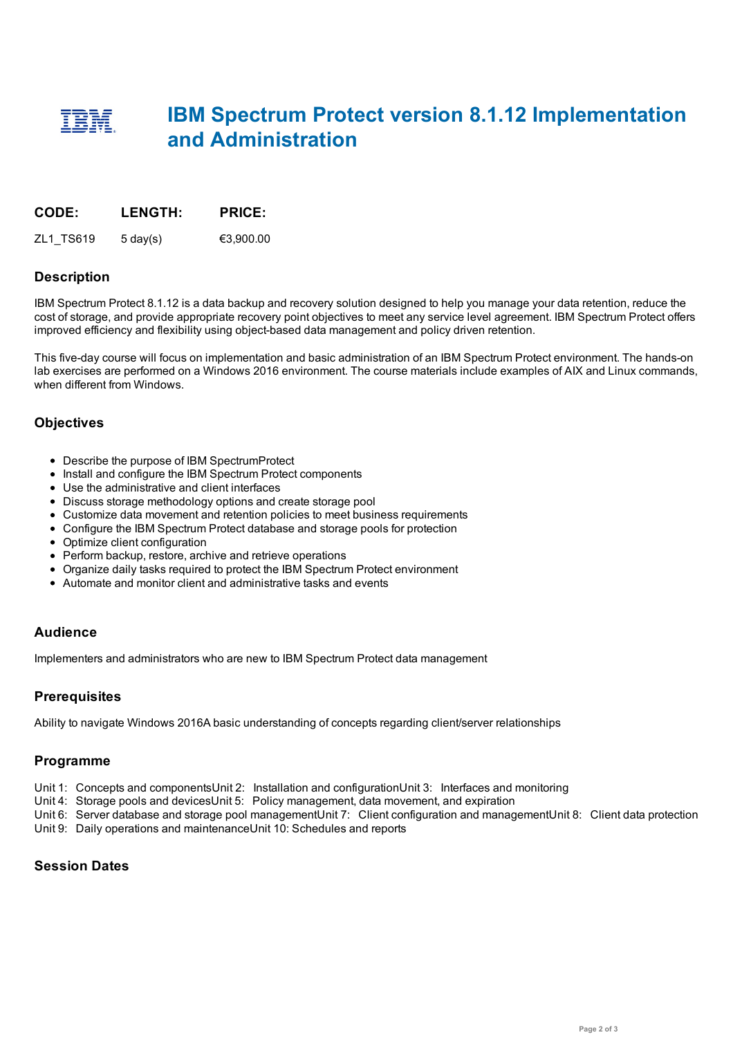# IBM Spectrum Protect version 8.1.12 Implementation and Administration

| CODE: | LENGTH: | PRICE: |
|---|---|---|
| ZL1_TS619 | 5 day(s) | €3,900.00 |

## Description

IBM Spectrum Protect 8.1.12 is a data backup and recovery solution designed to help you manage your data retention, reduce the cost of storage, and provide appropriate recovery point objectives to meet any service level agreement. IBM Spectrum Protect offers improved efficiency and flexibility using object-based data management and policy driven retention.

This five-day course will focus on implementation and basic administration of an IBM Spectrum Protect environment. The hands-on lab exercises are performed on a Windows 2016 environment. The course materials include examples of AIX and Linux commands, when different from Windows.

## Objectives

- Describe the purpose of IBM SpectrumProtect
- Install and configure the IBM Spectrum Protect components
- Use the administrative and client interfaces
- Discuss storage methodology options and create storage pool
- Customize data movement and retention policies to meet business requirements
- Configure the IBM Spectrum Protect database and storage pools for protection
- Optimize client configuration
- Perform backup, restore, archive and retrieve operations
- Organize daily tasks required to protect the IBM Spectrum Protect environment
- Automate and monitor client and administrative tasks and events

## Audience

Implementers and administrators who are new to IBM Spectrum Protect data management

## Prerequisites

Ability to navigate Windows 2016A basic understanding of concepts regarding client/server relationships

## Programme

Unit 1: Concepts and componentsUnit 2: Installation and configurationUnit 3: Interfaces and monitoring
Unit 4: Storage pools and devicesUnit 5: Policy management, data movement, and expiration
Unit 6: Server database and storage pool managementUnit 7: Client configuration and managementUnit 8: Client data protection
Unit 9: Daily operations and maintenanceUnit 10: Schedules and reports

## Session Dates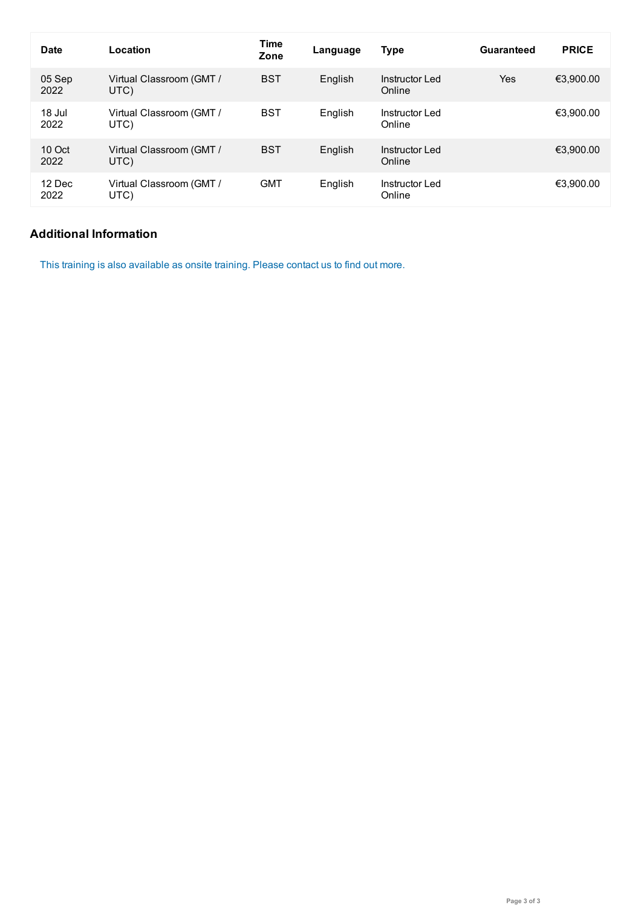| Date | Location | Time Zone | Language | Type | Guaranteed | PRICE |
| --- | --- | --- | --- | --- | --- | --- |
| 05 Sep 2022 | Virtual Classroom (GMT / UTC) | BST | English | Instructor Led Online | Yes | €3,900.00 |
| 18 Jul 2022 | Virtual Classroom (GMT / UTC) | BST | English | Instructor Led Online | | €3,900.00 |
| 10 Oct 2022 | Virtual Classroom (GMT / UTC) | BST | English | Instructor Led Online | | €3,900.00 |
| 12 Dec 2022 | Virtual Classroom (GMT / UTC) | GMT | English | Instructor Led Online | | €3,900.00 |

## Additional Information

This training is also available as onsite training. Please contact us to find out more.